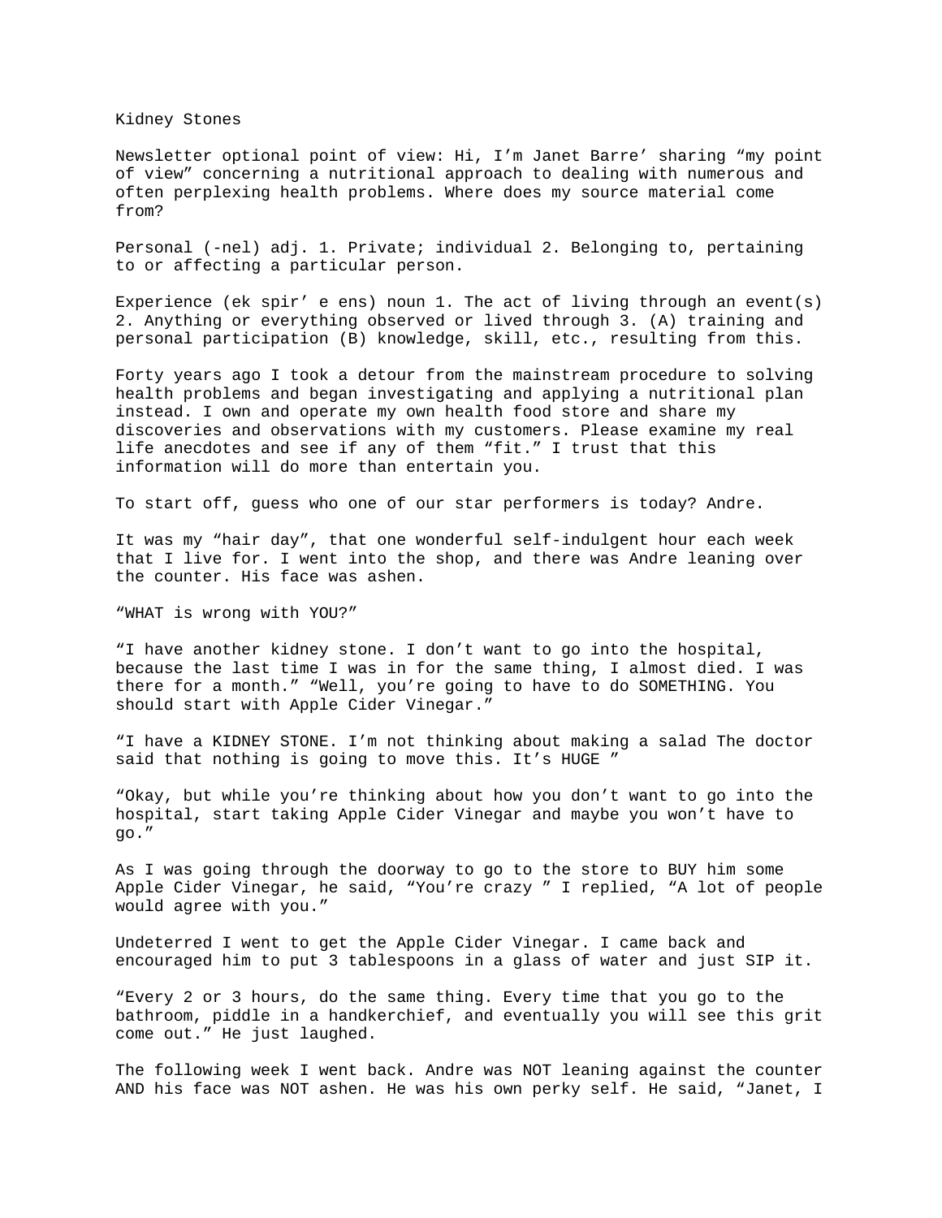# Kidney Stones

Newsletter optional point of view: Hi, I'm Janet Barre' sharing "my point of view" concerning a nutritional approach to dealing with numerous and often perplexing health problems. Where does my source material come from?

Personal (-nel) adj. 1. Private; individual 2. Belonging to, pertaining to or affecting a particular person.

Experience (ek spir' e ens) noun 1. The act of living through an event(s) 2. Anything or everything observed or lived through 3. (A) training and personal participation (B) knowledge, skill, etc., resulting from this.

Forty years ago I took a detour from the mainstream procedure to solving health problems and began investigating and applying a nutritional plan instead. I own and operate my own health food store and share my discoveries and observations with my customers. Please examine my real life anecdotes and see if any of them "fit." I trust that this information will do more than entertain you.

To start off, guess who one of our star performers is today? Andre.

It was my "hair day", that one wonderful self-indulgent hour each week that I live for. I went into the shop, and there was Andre leaning over the counter. His face was ashen.

"WHAT is wrong with YOU?"

"I have another kidney stone. I don't want to go into the hospital, because the last time I was in for the same thing, I almost died. I was there for a month." "Well, you're going to have to do SOMETHING. You should start with Apple Cider Vinegar."

"I have a KIDNEY STONE. I'm not thinking about making a salad The doctor said that nothing is going to move this. It's HUGE "

"Okay, but while you're thinking about how you don't want to go into the hospital, start taking Apple Cider Vinegar and maybe you won't have to go."

As I was going through the doorway to go to the store to BUY him some Apple Cider Vinegar, he said, "You're crazy " I replied, "A lot of people would agree with you."

Undeterred I went to get the Apple Cider Vinegar. I came back and encouraged him to put 3 tablespoons in a glass of water and just SIP it.

"Every 2 or 3 hours, do the same thing. Every time that you go to the bathroom, piddle in a handkerchief, and eventually you will see this grit come out." He just laughed.

The following week I went back. Andre was NOT leaning against the counter AND his face was NOT ashen. He was his own perky self. He said, "Janet, I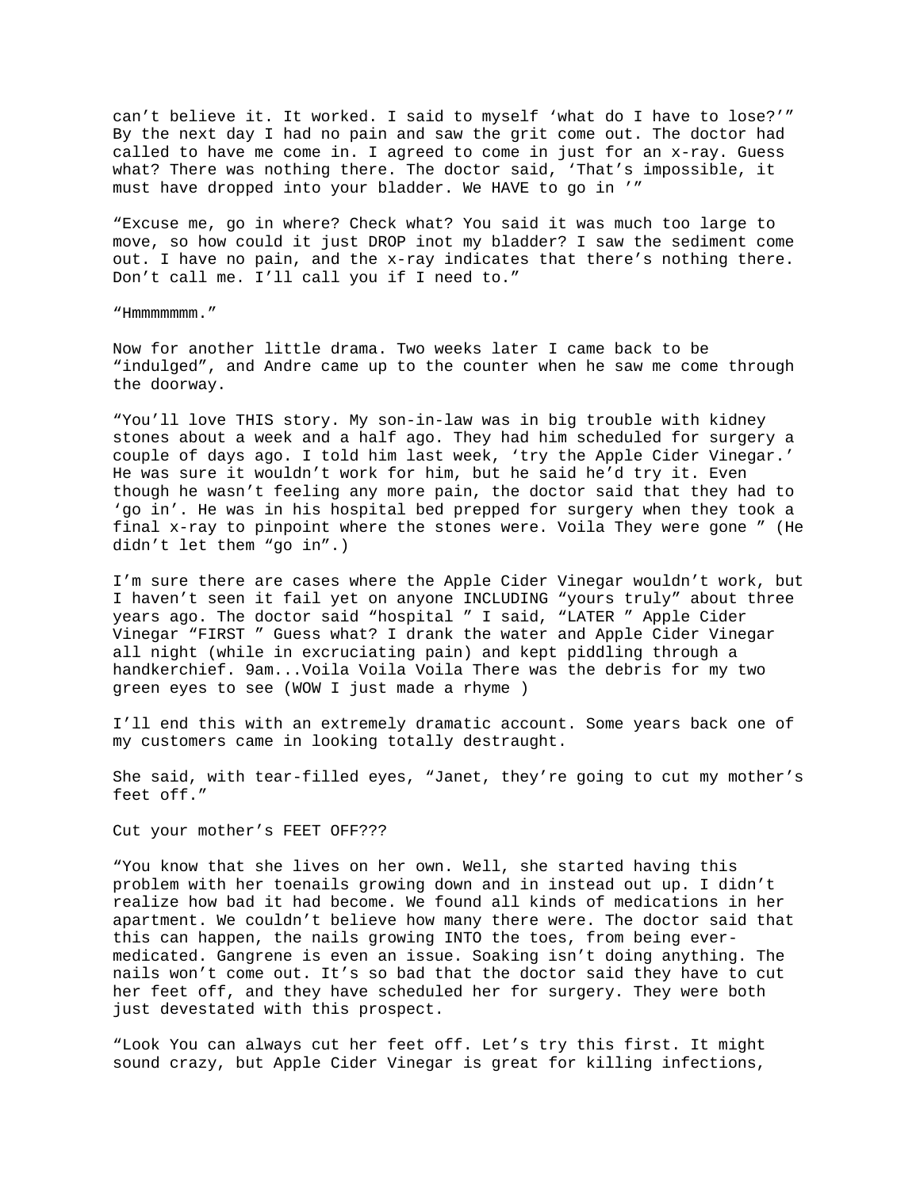can't believe it. It worked. I said to myself 'what do I have to lose?'" By the next day I had no pain and saw the grit come out. The doctor had called to have me come in. I agreed to come in just for an x-ray. Guess what? There was nothing there. The doctor said, 'That's impossible, it must have dropped into your bladder. We HAVE to go in '"

"Excuse me, go in where? Check what? You said it was much too large to move, so how could it just DROP inot my bladder? I saw the sediment come out. I have no pain, and the x-ray indicates that there's nothing there. Don't call me. I'll call you if I need to."

"Hmmmmmmm."

Now for another little drama. Two weeks later I came back to be "indulged", and Andre came up to the counter when he saw me come through the doorway.

"You'll love THIS story. My son-in-law was in big trouble with kidney stones about a week and a half ago. They had him scheduled for surgery a couple of days ago. I told him last week, 'try the Apple Cider Vinegar.' He was sure it wouldn't work for him, but he said he'd try it. Even though he wasn't feeling any more pain, the doctor said that they had to 'go in'. He was in his hospital bed prepped for surgery when they took a final x-ray to pinpoint where the stones were. Voila They were gone " (He didn't let them "go in".)

I'm sure there are cases where the Apple Cider Vinegar wouldn't work, but I haven't seen it fail yet on anyone INCLUDING "yours truly" about three years ago. The doctor said "hospital " I said, "LATER " Apple Cider Vinegar "FIRST " Guess what? I drank the water and Apple Cider Vinegar all night (while in excruciating pain) and kept piddling through a handkerchief. 9am...Voila Voila Voila There was the debris for my two green eyes to see (WOW I just made a rhyme )

I'll end this with an extremely dramatic account. Some years back one of my customers came in looking totally destraught.

She said, with tear-filled eyes, "Janet, they're going to cut my mother's feet off."

Cut your mother's FEET OFF???

"You know that she lives on her own. Well, she started having this problem with her toenails growing down and in instead out up. I didn't realize how bad it had become. We found all kinds of medications in her apartment. We couldn't believe how many there were. The doctor said that this can happen, the nails growing INTO the toes, from being ever-medicated. Gangrene is even an issue. Soaking isn't doing anything. The nails won't come out. It's so bad that the doctor said they have to cut her feet off, and they have scheduled her for surgery. They were both just devestated with this prospect.

"Look You can always cut her feet off. Let's try this first. It might sound crazy, but Apple Cider Vinegar is great for killing infections,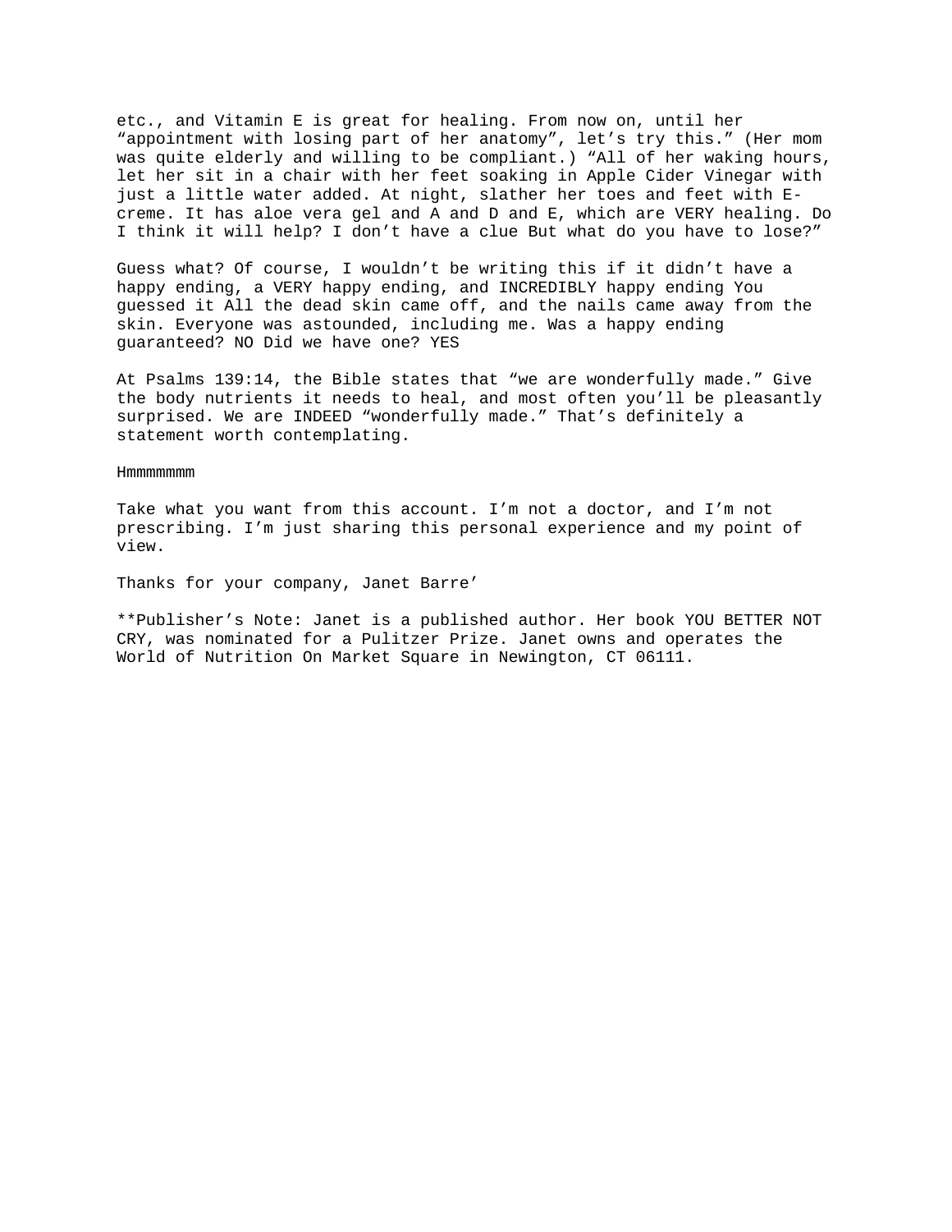etc., and Vitamin E is great for healing. From now on, until her "appointment with losing part of her anatomy", let's try this." (Her mom was quite elderly and willing to be compliant.) "All of her waking hours, let her sit in a chair with her feet soaking in Apple Cider Vinegar with just a little water added. At night, slather her toes and feet with E-creme. It has aloe vera gel and A and D and E, which are VERY healing. Do I think it will help? I don't have a clue But what do you have to lose?"

Guess what? Of course, I wouldn't be writing this if it didn't have a happy ending, a VERY happy ending, and INCREDIBLY happy ending You guessed it All the dead skin came off, and the nails came away from the skin. Everyone was astounded, including me. Was a happy ending guaranteed? NO Did we have one? YES

At Psalms 139:14, the Bible states that "we are wonderfully made." Give the body nutrients it needs to heal, and most often you'll be pleasantly surprised. We are INDEED "wonderfully made." That's definitely a statement worth contemplating.

Hmmmmmmm

Take what you want from this account. I'm not a doctor, and I'm not prescribing. I'm just sharing this personal experience and my point of view.

Thanks for your company, Janet Barre'

**Publisher's Note: Janet is a published author. Her book YOU BETTER NOT CRY, was nominated for a Pulitzer Prize. Janet owns and operates the World of Nutrition On Market Square in Newington, CT 06111.